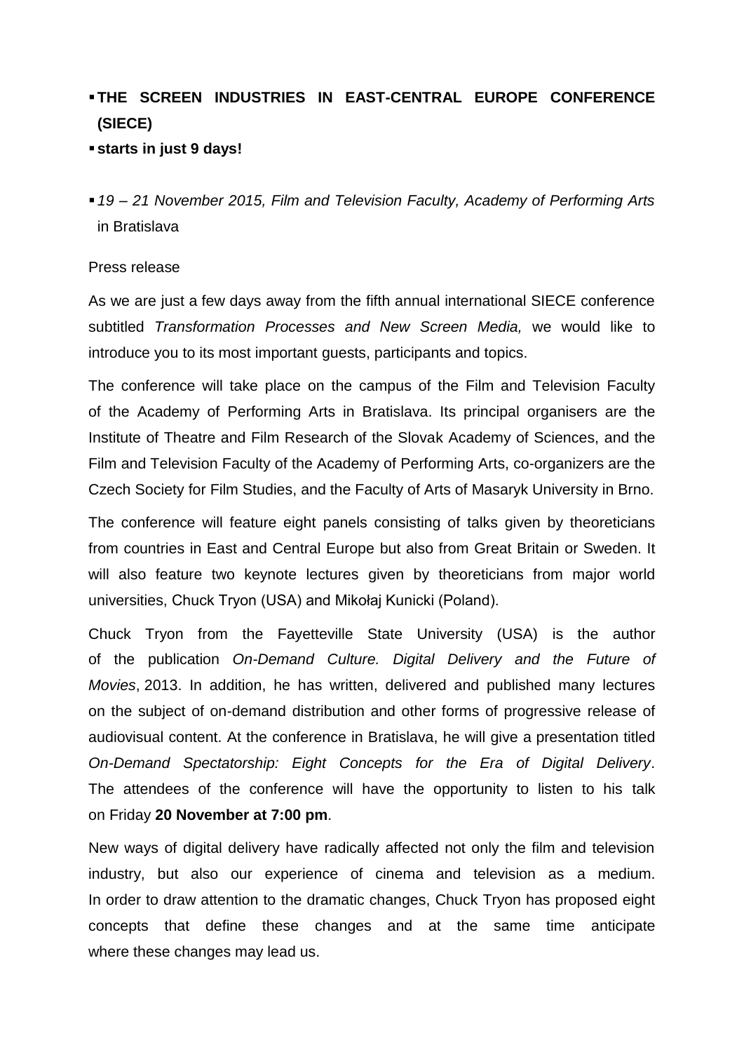- **THE SCREEN INDUSTRIES IN EAST-CENTRAL EUROPE CONFERENCE (SIECE)**
- **starts in just 9 days!**

- *19 – 21 November 2015, Film and Television Faculty, Academy of Performing Arts* in Bratislava

Press release

As we are just a few days away from the fifth annual international SIECE conference subtitled *Transformation Processes and New Screen Media,* we would like to introduce you to its most important guests, participants and topics.

The conference will take place on the campus of the Film and Television Faculty of the Academy of Performing Arts in Bratislava. Its principal organisers are the Institute of Theatre and Film Research of the Slovak Academy of Sciences, and the Film and Television Faculty of the Academy of Performing Arts, co-organizers are the Czech Society for Film Studies, and the Faculty of Arts of Masaryk University in Brno.

The conference will feature eight panels consisting of talks given by theoreticians from countries in East and Central Europe but also from Great Britain or Sweden. It will also feature two keynote lectures given by theoreticians from major world universities, Chuck Tryon (USA) and Mikołaj Kunicki (Poland).

Chuck Tryon from the Fayetteville State University (USA) is the author of the publication *On-Demand Culture. Digital Delivery and the Future of Movies*, 2013. In addition, he has written, delivered and published many lectures on the subject of on-demand distribution and other forms of progressive release of audiovisual content. At the conference in Bratislava, he will give a presentation titled *On-Demand Spectatorship: Eight Concepts for the Era of Digital Delivery*. The attendees of the conference will have the opportunity to listen to his talk on Friday **20 November at 7:00 pm**.

New ways of digital delivery have radically affected not only the film and television industry, but also our experience of cinema and television as a medium. In order to draw attention to the dramatic changes, Chuck Tryon has proposed eight concepts that define these changes and at the same time anticipate where these changes may lead us.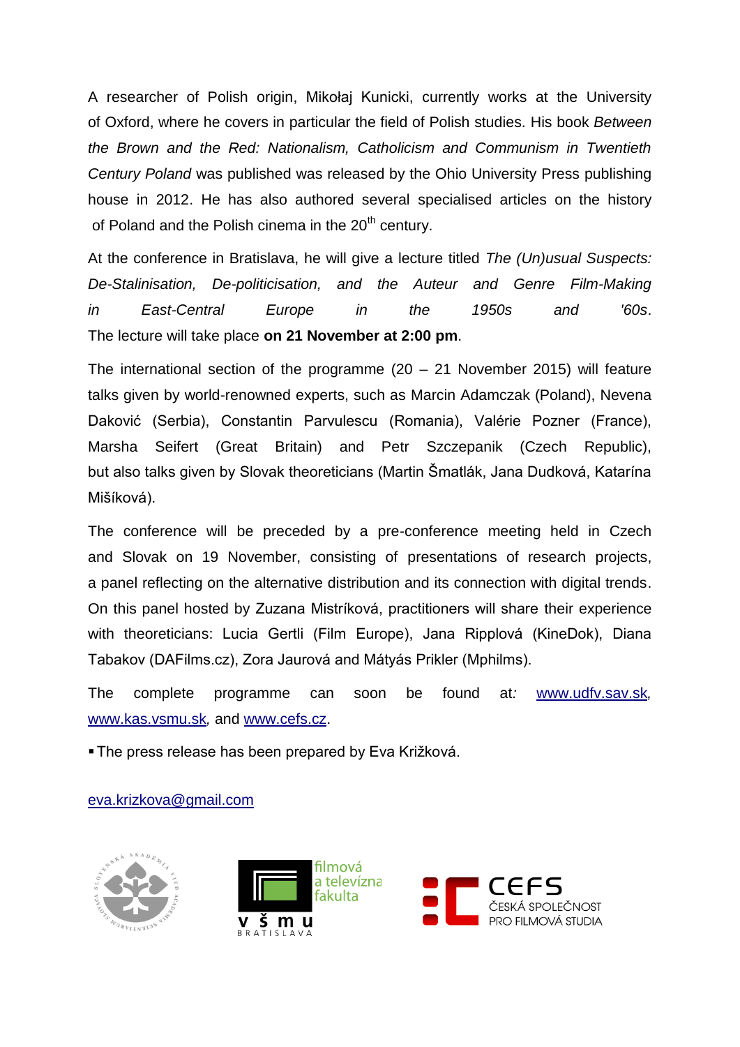A researcher of Polish origin, Mikołaj Kunicki, currently works at the University of Oxford, where he covers in particular the field of Polish studies. His book *Between the Brown and the Red: Nationalism, Catholicism and Communism in Twentieth Century Poland* was published was released by the Ohio University Press publishing house in 2012. He has also authored several specialised articles on the history of Poland and the Polish cinema in the 20th century.

At the conference in Bratislava, he will give a lecture titled *The (Un)usual Suspects: De-Stalinisation, De-politicisation, and the Auteur and Genre Film-Making in East-Central Europe in the 1950s and '60s*. The lecture will take place **on 21 November at 2:00 pm**.

The international section of the programme (20 – 21 November 2015) will feature talks given by world-renowned experts, such as Marcin Adamczak (Poland), Nevena Daković (Serbia), Constantin Parvulescu (Romania), Valérie Pozner (France), Marsha Seifert (Great Britain) and Petr Szczepanik (Czech Republic), but also talks given by Slovak theoreticians (Martin Šmatlák, Jana Dudková, Katarína Mišíková).

The conference will be preceded by a pre-conference meeting held in Czech and Slovak on 19 November, consisting of presentations of research projects, a panel reflecting on the alternative distribution and its connection with digital trends. On this panel hosted by Zuzana Mistríková, practitioners will share their experience with theoreticians: Lucia Gertli (Film Europe), Jana Ripplová (KineDok), Diana Tabakov (DAFilms.cz), Zora Jaurová and Mátyás Prikler (Mphilms).

The complete programme can soon be found at: www.udfv.sav.sk, www.kas.vsmu.sk, and www.cefs.cz.

- The press release has been prepared by Eva Križková.

eva.krizkova@gmail.com

filmová a televízna fakulta VŠMU BRATISLAVA

CEFS ČESKÁ SPOLEČNOST PRO FILMOVÁ STUDIA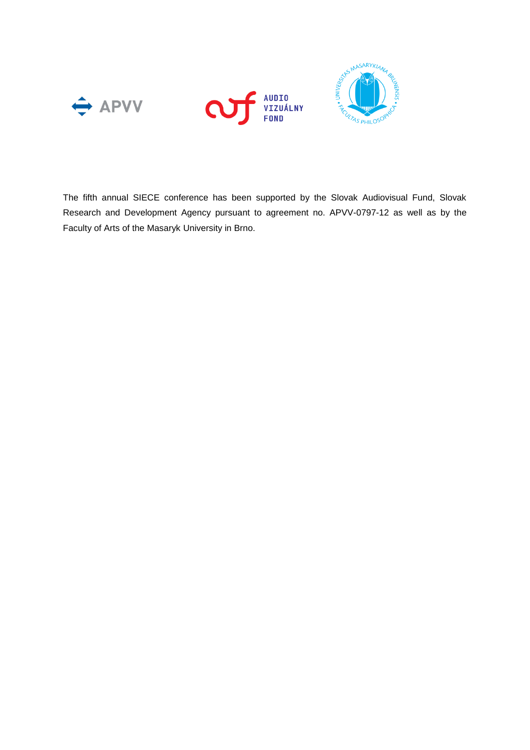The fifth annual SIECE conference has been supported by the Slovak Audiovisual Fund, Slovak Research and Development Agency pursuant to agreement no. APVV-0797-12 as well as by the Faculty of Arts of the Masaryk University in Brno.